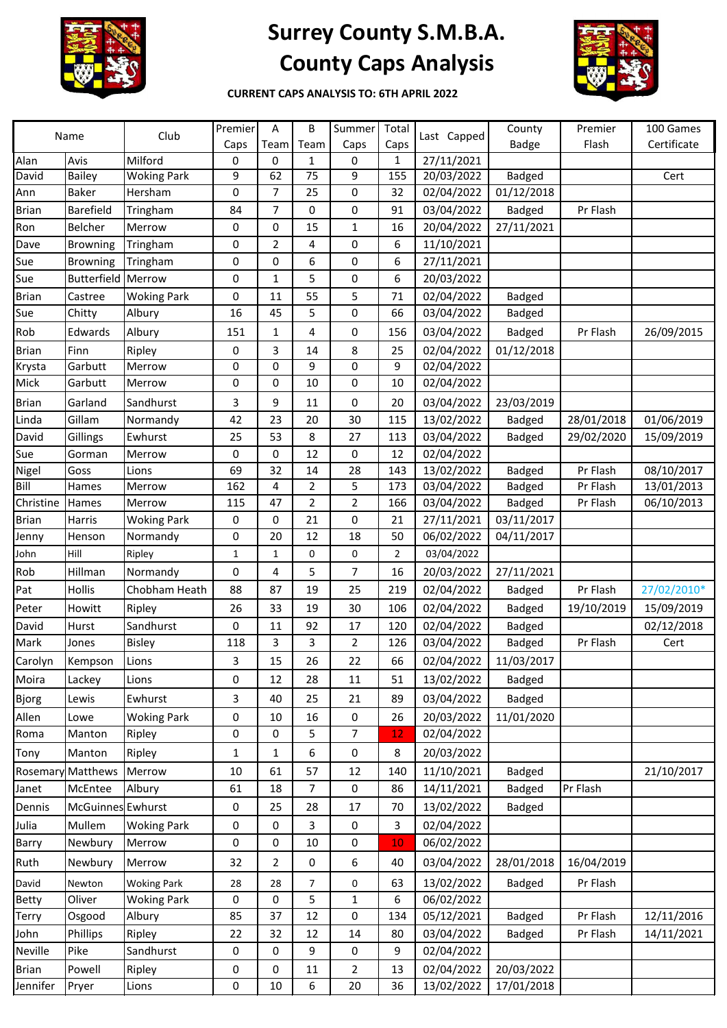# Surrey County S.M.B.A.
# County Caps Analysis

**CURRENT CAPS ANALYSIS TO: 6TH APRIL 2022**

| Name | | Club | Premier Caps | A Team | B Team | Summer Caps | Total Caps | Last Capped | County Badge | Premier Flash | 100 Games Certificate |
|---|---|---|---|---|---|---|---|---|---|---|---|
| Alan | Avis | Milford | 0 | 0 | 1 | 0 | 1 | 27/11/2021 | | | |
| David | Bailey | Woking Park | 9 | 62 | 75 | 9 | 155 | 20/03/2022 | Badged | | Cert |
| Ann | Baker | Hersham | 0 | 7 | 25 | 0 | 32 | 02/04/2022 | 01/12/2018 | | |
| Brian | Barefield | Tringham | 84 | 7 | 0 | 0 | 91 | 03/04/2022 | Badged | Pr Flash | |
| Ron | Belcher | Merrow | 0 | 0 | 15 | 1 | 16 | 20/04/2022 | 27/11/2021 | | |
| Dave | Browning | Tringham | 0 | 2 | 4 | 0 | 6 | 11/10/2021 | | | |
| Sue | Browning | Tringham | 0 | 0 | 6 | 0 | 6 | 27/11/2021 | | | |
| Sue | Butterfield | Merrow | 0 | 1 | 5 | 0 | 6 | 20/03/2022 | | | |
| Brian | Castree | Woking Park | 0 | 11 | 55 | 5 | 71 | 02/04/2022 | Badged | | |
| Sue | Chitty | Albury | 16 | 45 | 5 | 0 | 66 | 03/04/2022 | Badged | | |
| Rob | Edwards | Albury | 151 | 1 | 4 | 0 | 156 | 03/04/2022 | Badged | Pr Flash | 26/09/2015 |
| Brian | Finn | Ripley | 0 | 3 | 14 | 8 | 25 | 02/04/2022 | 01/12/2018 | | |
| Krysta | Garbutt | Merrow | 0 | 0 | 9 | 0 | 9 | 02/04/2022 | | | |
| Mick | Garbutt | Merrow | 0 | 0 | 10 | 0 | 10 | 02/04/2022 | | | |
| Brian | Garland | Sandhurst | 3 | 9 | 11 | 0 | 20 | 03/04/2022 | 23/03/2019 | | |
| Linda | Gillam | Normandy | 42 | 23 | 20 | 30 | 115 | 13/02/2022 | Badged | 28/01/2018 | 01/06/2019 |
| David | Gillings | Ewhurst | 25 | 53 | 8 | 27 | 113 | 03/04/2022 | Badged | 29/02/2020 | 15/09/2019 |
| Sue | Gorman | Merrow | 0 | 0 | 12 | 0 | 12 | 02/04/2022 | | | |
| Nigel | Goss | Lions | 69 | 32 | 14 | 28 | 143 | 13/02/2022 | Badged | Pr Flash | 08/10/2017 |
| Bill | Hames | Merrow | 162 | 4 | 2 | 5 | 173 | 03/04/2022 | Badged | Pr Flash | 13/01/2013 |
| Christine | Hames | Merrow | 115 | 47 | 2 | 2 | 166 | 03/04/2022 | Badged | Pr Flash | 06/10/2013 |
| Brian | Harris | Woking Park | 0 | 0 | 21 | 0 | 21 | 27/11/2021 | 03/11/2017 | | |
| Jenny | Henson | Normandy | 0 | 20 | 12 | 18 | 50 | 06/02/2022 | 04/11/2017 | | |
| John | Hill | Ripley | 1 | 1 | 0 | 0 | 2 | 03/04/2022 | | | |
| Rob | Hillman | Normandy | 0 | 4 | 5 | 7 | 16 | 20/03/2022 | 27/11/2021 | | |
| Pat | Hollis | Chobham Heath | 88 | 87 | 19 | 25 | 219 | 02/04/2022 | Badged | Pr Flash | 27/02/2010* |
| Peter | Howitt | Ripley | 26 | 33 | 19 | 30 | 106 | 02/04/2022 | Badged | 19/10/2019 | 15/09/2019 |
| David | Hurst | Sandhurst | 0 | 11 | 92 | 17 | 120 | 02/04/2022 | Badged | | 02/12/2018 |
| Mark | Jones | Bisley | 118 | 3 | 3 | 2 | 126 | 03/04/2022 | Badged | Pr Flash | Cert |
| Carolyn | Kempson | Lions | 3 | 15 | 26 | 22 | 66 | 02/04/2022 | 11/03/2017 | | |
| Moira | Lackey | Lions | 0 | 12 | 28 | 11 | 51 | 13/02/2022 | Badged | | |
| Bjorg | Lewis | Ewhurst | 3 | 40 | 25 | 21 | 89 | 03/04/2022 | Badged | | |
| Allen | Lowe | Woking Park | 0 | 10 | 16 | 0 | 26 | 20/03/2022 | 11/01/2020 | | |
| Roma | Manton | Ripley | 0 | 0 | 5 | 7 | 12 | 02/04/2022 | | | |
| Tony | Manton | Ripley | 1 | 1 | 6 | 0 | 8 | 20/03/2022 | | | |
| Rosemary | Matthews | Merrow | 10 | 61 | 57 | 12 | 140 | 11/10/2021 | Badged | | 21/10/2017 |
| Janet | McEntee | Albury | 61 | 18 | 7 | 0 | 86 | 14/11/2021 | Badged | Pr Flash | |
| Dennis | McGuinnes | Ewhurst | 0 | 25 | 28 | 17 | 70 | 13/02/2022 | Badged | | |
| Julia | Mullem | Woking Park | 0 | 0 | 3 | 0 | 3 | 02/04/2022 | | | |
| Barry | Newbury | Merrow | 0 | 0 | 10 | 0 | 10 | 06/02/2022 | | | |
| Ruth | Newbury | Merrow | 32 | 2 | 0 | 6 | 40 | 03/04/2022 | 28/01/2018 | 16/04/2019 | |
| David | Newton | Woking Park | 28 | 28 | 7 | 0 | 63 | 13/02/2022 | Badged | Pr Flash | |
| Betty | Oliver | Woking Park | 0 | 0 | 5 | 1 | 6 | 06/02/2022 | | | |
| Terry | Osgood | Albury | 85 | 37 | 12 | 0 | 134 | 05/12/2021 | Badged | Pr Flash | 12/11/2016 |
| John | Phillips | Ripley | 22 | 32 | 12 | 14 | 80 | 03/04/2022 | Badged | Pr Flash | 14/11/2021 |
| Neville | Pike | Sandhurst | 0 | 0 | 9 | 0 | 9 | 02/04/2022 | | | |
| Brian | Powell | Ripley | 0 | 0 | 11 | 2 | 13 | 02/04/2022 | 20/03/2022 | | |
| Jennifer | Pryer | Lions | 0 | 10 | 6 | 20 | 36 | 13/02/2022 | 17/01/2018 | | |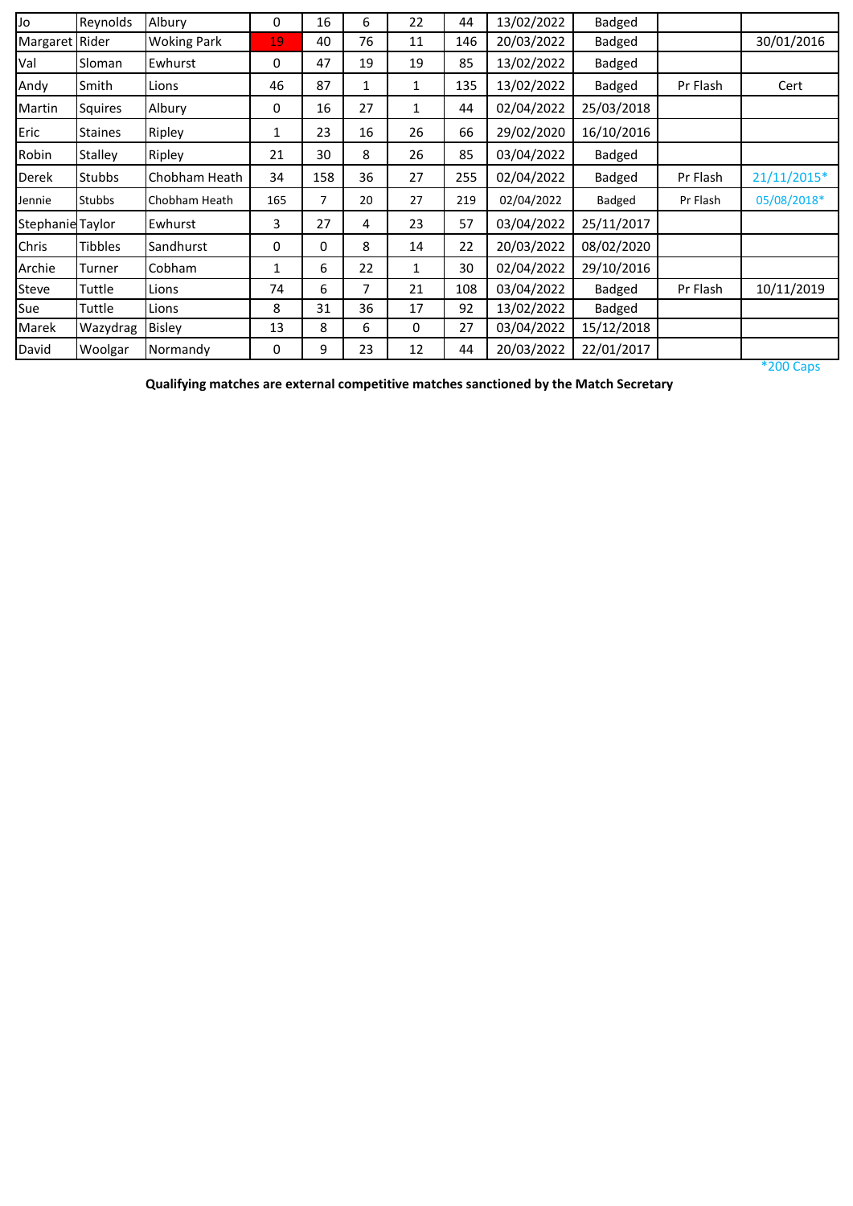| | | | | | | | | | | | |
|---|---|---|---|---|---|---|---|---|---|---|---|
| Jo | Reynolds | Albury | 0 | 16 | 6 | 22 | 44 | 13/02/2022 | Badged | | |
| Margaret | Rider | Woking Park | 19 | 40 | 76 | 11 | 146 | 20/03/2022 | Badged | | 30/01/2016 |
| Val | Sloman | Ewhurst | 0 | 47 | 19 | 19 | 85 | 13/02/2022 | Badged | | |
| Andy | Smith | Lions | 46 | 87 | 1 | 1 | 135 | 13/02/2022 | Badged | Pr Flash | Cert |
| Martin | Squires | Albury | 0 | 16 | 27 | 1 | 44 | 02/04/2022 | 25/03/2018 | | |
| Eric | Staines | Ripley | 1 | 23 | 16 | 26 | 66 | 29/02/2020 | 16/10/2016 | | |
| Robin | Stalley | Ripley | 21 | 30 | 8 | 26 | 85 | 03/04/2022 | Badged | | |
| Derek | Stubbs | Chobham Heath | 34 | 158 | 36 | 27 | 255 | 02/04/2022 | Badged | Pr Flash | 21/11/2015* |
| Jennie | Stubbs | Chobham Heath | 165 | 7 | 20 | 27 | 219 | 02/04/2022 | Badged | Pr Flash | 05/08/2018* |
| Stephanie | Taylor | Ewhurst | 3 | 27 | 4 | 23 | 57 | 03/04/2022 | 25/11/2017 | | |
| Chris | Tibbles | Sandhurst | 0 | 0 | 8 | 14 | 22 | 20/03/2022 | 08/02/2020 | | |
| Archie | Turner | Cobham | 1 | 6 | 22 | 1 | 30 | 02/04/2022 | 29/10/2016 | | |
| Steve | Tuttle | Lions | 74 | 6 | 7 | 21 | 108 | 03/04/2022 | Badged | Pr Flash | 10/11/2019 |
| Sue | Tuttle | Lions | 8 | 31 | 36 | 17 | 92 | 13/02/2022 | Badged | | |
| Marek | Wazydrag | Bisley | 13 | 8 | 6 | 0 | 27 | 03/04/2022 | 15/12/2018 | | |
| David | Woolgar | Normandy | 0 | 9 | 23 | 12 | 44 | 20/03/2022 | 22/01/2017 | | |

*200 Caps

**Qualifying matches are external competitive matches sanctioned by the Match Secretary**